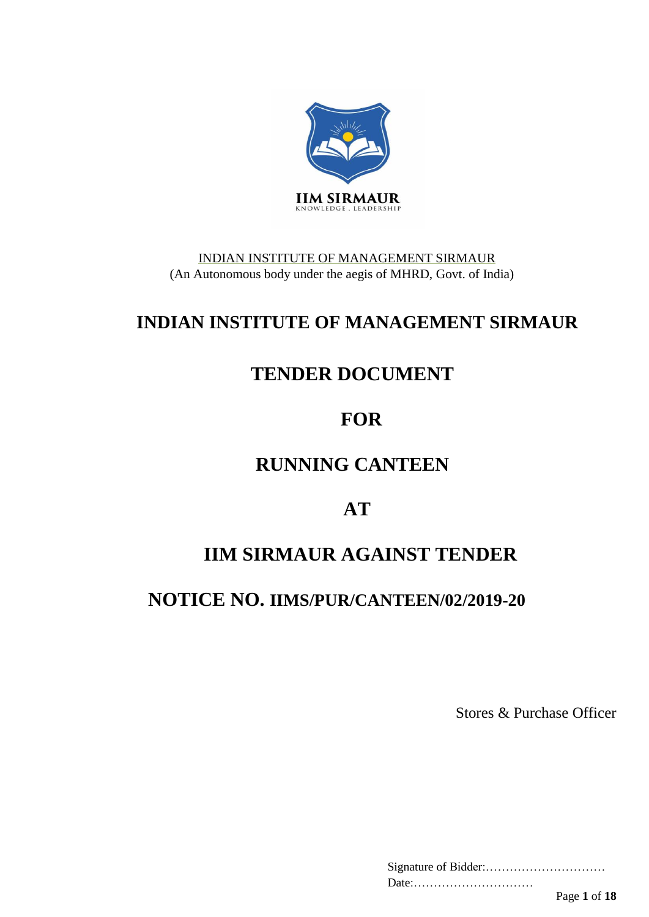IIM SIRMAUR
KNOWLEDGE . LEADERSHIP

INDIAN INSTITUTE OF MANAGEMENT SIRMAUR
(An Autonomous body under the aegis of MHRD, Govt. of India)

# INDIAN INSTITUTE OF MANAGEMENT SIRMAUR

# TENDER DOCUMENT

# FOR

# RUNNING CANTEEN

# AT

# IIM SIRMAUR AGAINST TENDER

# NOTICE NO. IIMS/PUR/CANTEEN/02/2019-20

Stores & Purchase Officer

Signature of Bidder:…………………………
Date:…………………………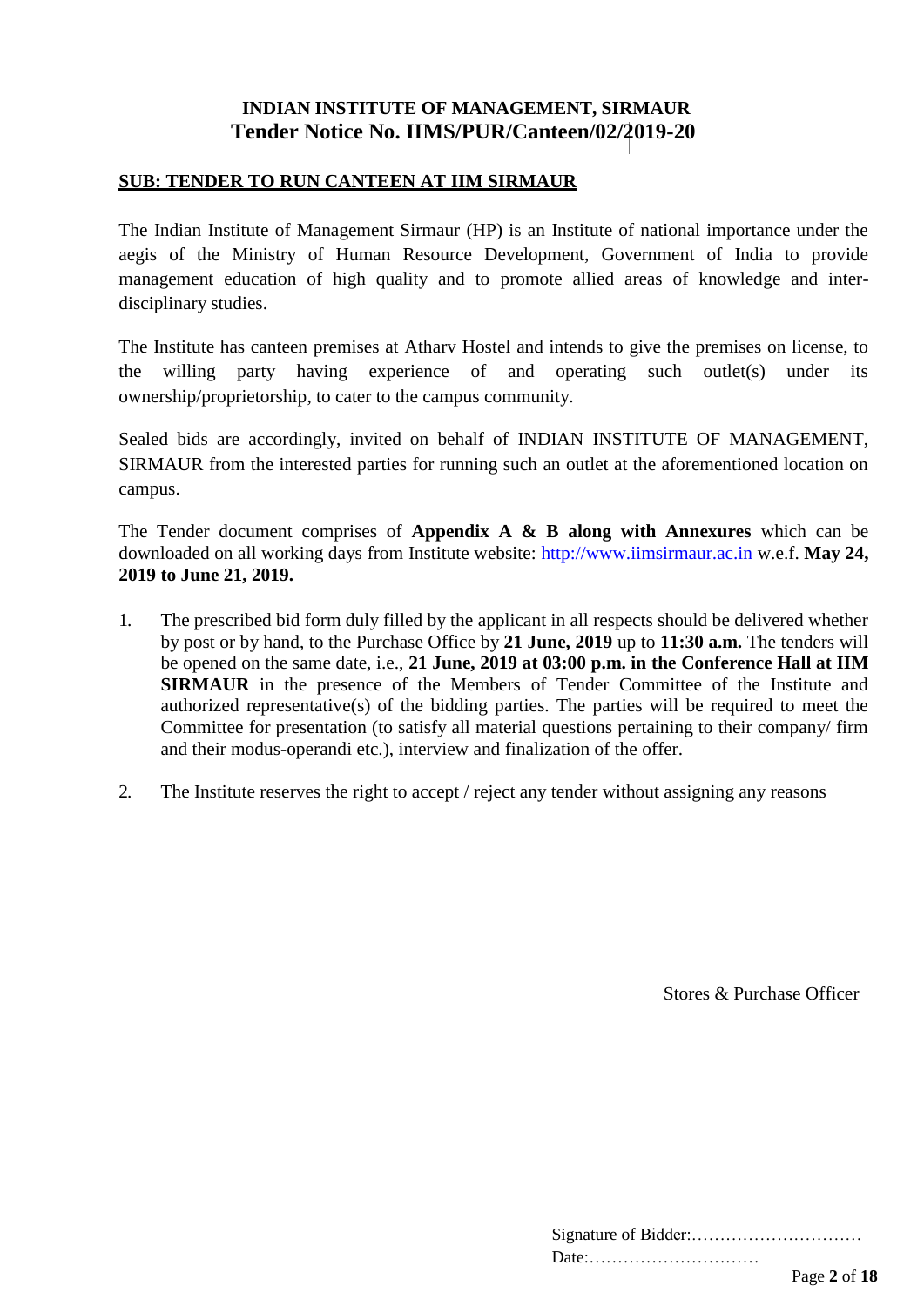# INDIAN INSTITUTE OF MANAGEMENT, SIRMAUR
## Tender Notice No. IIMS/PUR/Canteen/02/2019-20

**SUB: TENDER TO RUN CANTEEN AT IIM SIRMAUR**

The Indian Institute of Management Sirmaur (HP) is an Institute of national importance under the aegis of the Ministry of Human Resource Development, Government of India to provide management education of high quality and to promote allied areas of knowledge and inter-disciplinary studies.

The Institute has canteen premises at Atharv Hostel and intends to give the premises on license, to the willing party having experience of and operating such outlet(s) under its ownership/proprietorship, to cater to the campus community.

Sealed bids are accordingly, invited on behalf of INDIAN INSTITUTE OF MANAGEMENT, SIRMAUR from the interested parties for running such an outlet at the aforementioned location on campus.

The Tender document comprises of **Appendix A & B along with Annexures** which can be downloaded on all working days from Institute website: http://www.iimsirmaur.ac.in w.e.f. **May 24, 2019 to June 21, 2019.**

1. The prescribed bid form duly filled by the applicant in all respects should be delivered whether by post or by hand, to the Purchase Office by **21 June, 2019** up to **11:30 a.m.** The tenders will be opened on the same date, i.e., **21 June, 2019 at 03:00 p.m. in the Conference Hall at IIM SIRMAUR** in the presence of the Members of Tender Committee of the Institute and authorized representative(s) of the bidding parties. The parties will be required to meet the Committee for presentation (to satisfy all material questions pertaining to their company/ firm and their modus-operandi etc.), interview and finalization of the offer.

2. The Institute reserves the right to accept / reject any tender without assigning any reasons

Stores & Purchase Officer

Signature of Bidder:…………………………
Date:…………………………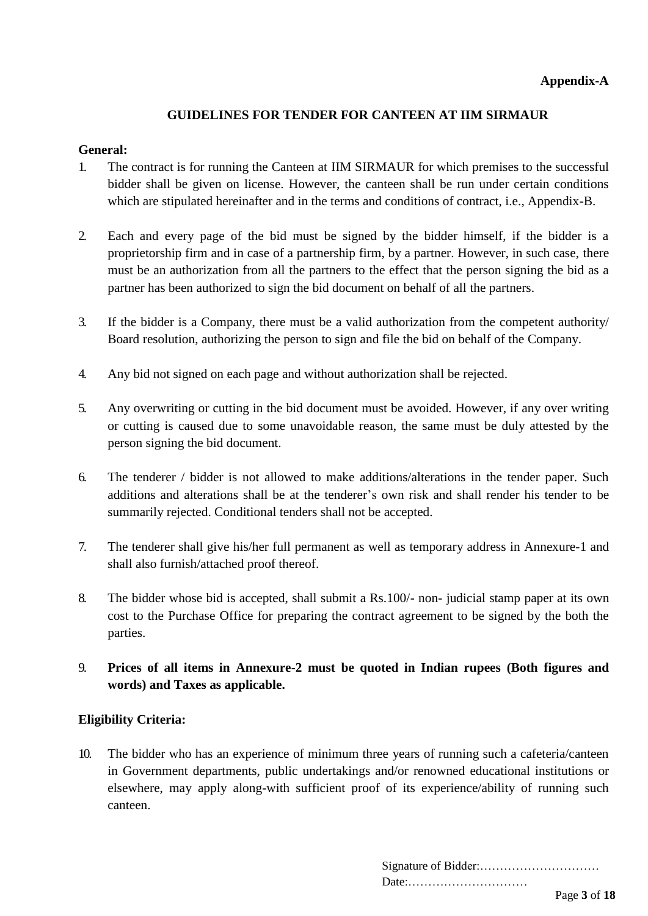**Appendix-A**

## GUIDELINES FOR TENDER FOR CANTEEN AT IIM SIRMAUR

**General:**

1. The contract is for running the Canteen at IIM SIRMAUR for which premises to the successful bidder shall be given on license. However, the canteen shall be run under certain conditions which are stipulated hereinafter and in the terms and conditions of contract, i.e., Appendix-B.

2. Each and every page of the bid must be signed by the bidder himself, if the bidder is a proprietorship firm and in case of a partnership firm, by a partner. However, in such case, there must be an authorization from all the partners to the effect that the person signing the bid as a partner has been authorized to sign the bid document on behalf of all the partners.

3. If the bidder is a Company, there must be a valid authorization from the competent authority/ Board resolution, authorizing the person to sign and file the bid on behalf of the Company.

4. Any bid not signed on each page and without authorization shall be rejected.

5. Any overwriting or cutting in the bid document must be avoided. However, if any over writing or cutting is caused due to some unavoidable reason, the same must be duly attested by the person signing the bid document.

6. The tenderer / bidder is not allowed to make additions/alterations in the tender paper. Such additions and alterations shall be at the tenderer's own risk and shall render his tender to be summarily rejected. Conditional tenders shall not be accepted.

7. The tenderer shall give his/her full permanent as well as temporary address in Annexure-1 and shall also furnish/attached proof thereof.

8. The bidder whose bid is accepted, shall submit a Rs.100/- non- judicial stamp paper at its own cost to the Purchase Office for preparing the contract agreement to be signed by the both the parties.

9. **Prices of all items in Annexure-2 must be quoted in Indian rupees (Both figures and words) and Taxes as applicable.**

**Eligibility Criteria:**

10. The bidder who has an experience of minimum three years of running such a cafeteria/canteen in Government departments, public undertakings and/or renowned educational institutions or elsewhere, may apply along-with sufficient proof of its experience/ability of running such canteen.

Signature of Bidder:…………………………
Date:…………………………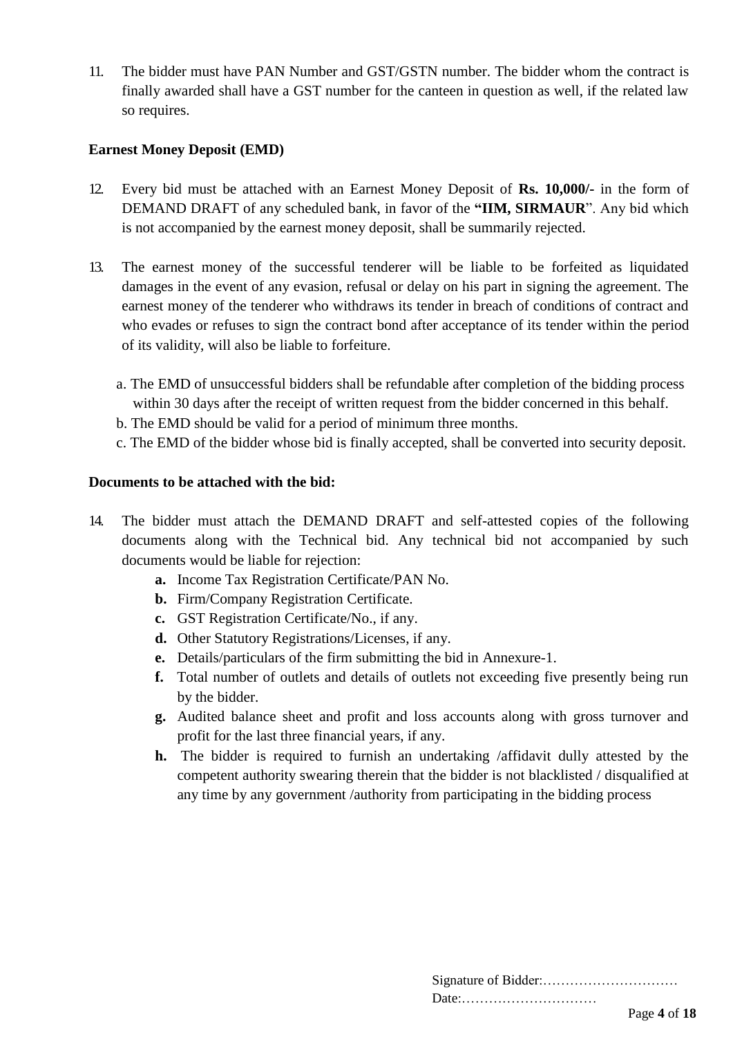11. The bidder must have PAN Number and GST/GSTN number. The bidder whom the contract is finally awarded shall have a GST number for the canteen in question as well, if the related law so requires.

**Earnest Money Deposit (EMD)**

12. Every bid must be attached with an Earnest Money Deposit of **Rs. 10,000/-** in the form of DEMAND DRAFT of any scheduled bank, in favor of the **"IIM, SIRMAUR**". Any bid which is not accompanied by the earnest money deposit, shall be summarily rejected.

13. The earnest money of the successful tenderer will be liable to be forfeited as liquidated damages in the event of any evasion, refusal or delay on his part in signing the agreement. The earnest money of the tenderer who withdraws its tender in breach of conditions of contract and who evades or refuses to sign the contract bond after acceptance of its tender within the period of its validity, will also be liable to forfeiture.

    a. The EMD of unsuccessful bidders shall be refundable after completion of the bidding process within 30 days after the receipt of written request from the bidder concerned in this behalf.
    b. The EMD should be valid for a period of minimum three months.
    c. The EMD of the bidder whose bid is finally accepted, shall be converted into security deposit.

**Documents to be attached with the bid:**

14. The bidder must attach the DEMAND DRAFT and self-attested copies of the following documents along with the Technical bid. Any technical bid not accompanied by such documents would be liable for rejection:
    - **a.** Income Tax Registration Certificate/PAN No.
    - **b.** Firm/Company Registration Certificate.
    - **c.** GST Registration Certificate/No., if any.
    - **d.** Other Statutory Registrations/Licenses, if any.
    - **e.** Details/particulars of the firm submitting the bid in Annexure-1.
    - **f.** Total number of outlets and details of outlets not exceeding five presently being run by the bidder.
    - **g.** Audited balance sheet and profit and loss accounts along with gross turnover and profit for the last three financial years, if any.
    - **h.** The bidder is required to furnish an undertaking /affidavit dully attested by the competent authority swearing therein that the bidder is not blacklisted / disqualified at any time by any government /authority from participating in the bidding process

Signature of Bidder:…………………………
Date:…………………………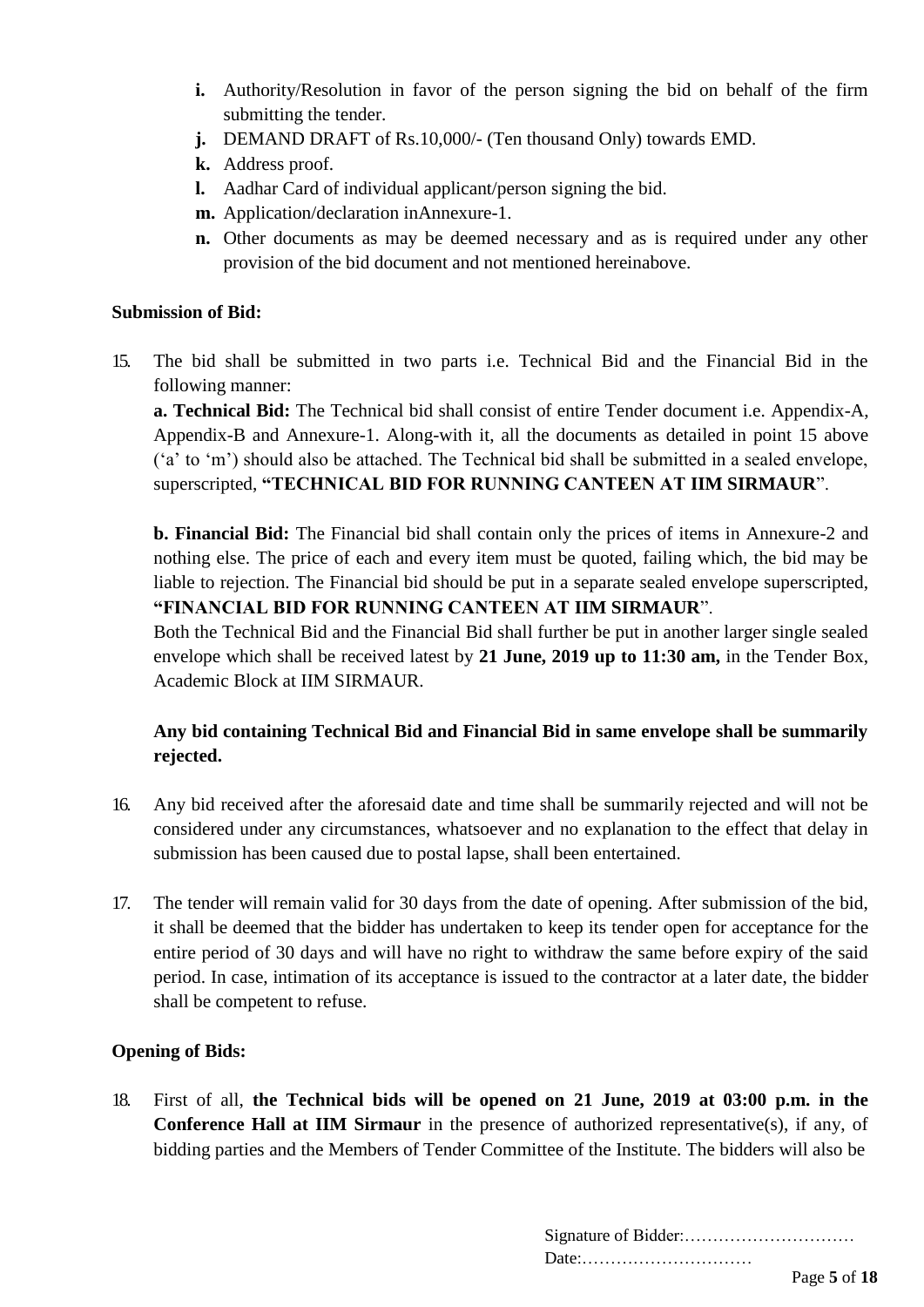- **i.** Authority/Resolution in favor of the person signing the bid on behalf of the firm submitting the tender.
- **j.** DEMAND DRAFT of Rs.10,000/- (Ten thousand Only) towards EMD.
- **k.** Address proof.
- **l.** Aadhar Card of individual applicant/person signing the bid.
- **m.** Application/declaration inAnnexure-1.
- **n.** Other documents as may be deemed necessary and as is required under any other provision of the bid document and not mentioned hereinabove.

**Submission of Bid:**

15. The bid shall be submitted in two parts i.e. Technical Bid and the Financial Bid in the following manner:

    **a. Technical Bid:** The Technical bid shall consist of entire Tender document i.e. Appendix-A, Appendix-B and Annexure-1. Along-with it, all the documents as detailed in point 15 above ('a' to 'm') should also be attached. The Technical bid shall be submitted in a sealed envelope, superscripted, **"TECHNICAL BID FOR RUNNING CANTEEN AT IIM SIRMAUR"**.

    **b. Financial Bid:** The Financial bid shall contain only the prices of items in Annexure-2 and nothing else. The price of each and every item must be quoted, failing which, the bid may be liable to rejection. The Financial bid should be put in a separate sealed envelope superscripted, **"FINANCIAL BID FOR RUNNING CANTEEN AT IIM SIRMAUR"**.

    Both the Technical Bid and the Financial Bid shall further be put in another larger single sealed envelope which shall be received latest by **21 June, 2019 up to 11:30 am,** in the Tender Box, Academic Block at IIM SIRMAUR.

    **Any bid containing Technical Bid and Financial Bid in same envelope shall be summarily rejected.**

16. Any bid received after the aforesaid date and time shall be summarily rejected and will not be considered under any circumstances, whatsoever and no explanation to the effect that delay in submission has been caused due to postal lapse, shall been entertained.

17. The tender will remain valid for 30 days from the date of opening. After submission of the bid, it shall be deemed that the bidder has undertaken to keep its tender open for acceptance for the entire period of 30 days and will have no right to withdraw the same before expiry of the said period. In case, intimation of its acceptance is issued to the contractor at a later date, the bidder shall be competent to refuse.

**Opening of Bids:**

18. First of all, **the Technical bids will be opened on 21 June, 2019 at 03:00 p.m. in the Conference Hall at IIM Sirmaur** in the presence of authorized representative(s), if any, of bidding parties and the Members of Tender Committee of the Institute. The bidders will also be

Signature of Bidder:…………………………
Date:…………………………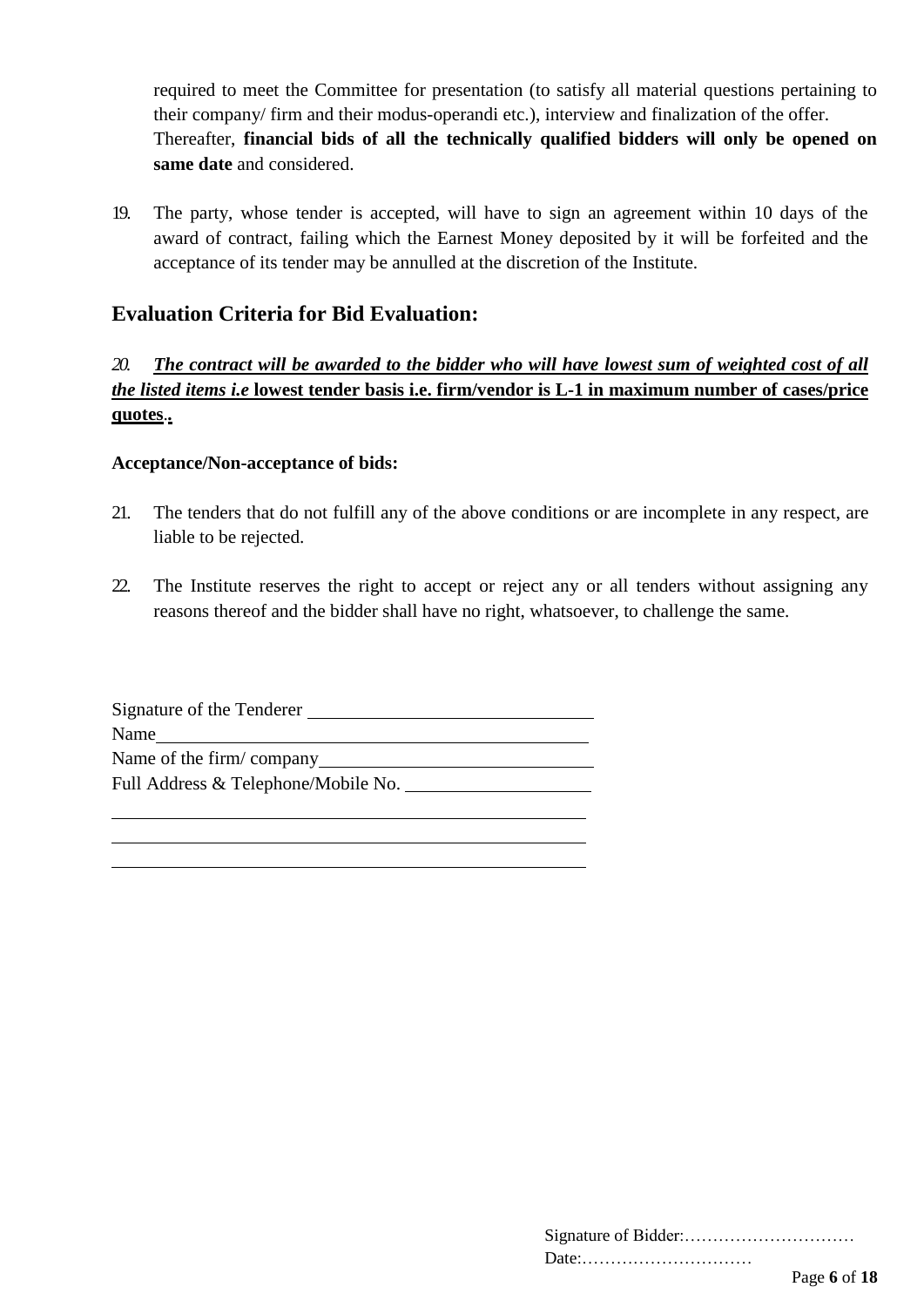required to meet the Committee for presentation (to satisfy all material questions pertaining to their company/ firm and their modus-operandi etc.), interview and finalization of the offer. Thereafter, **financial bids of all the technically qualified bidders will only be opened on same date** and considered.

19. The party, whose tender is accepted, will have to sign an agreement within 10 days of the award of contract, failing which the Earnest Money deposited by it will be forfeited and the acceptance of its tender may be annulled at the discretion of the Institute.

## Evaluation Criteria for Bid Evaluation:

20. ***The contract will be awarded to the bidder who will have lowest sum of weighted cost of all the listed items i.e*** **lowest tender basis i.e. firm/vendor is L-1 in maximum number of cases/price quotes..**

**Acceptance/Non-acceptance of bids:**

21. The tenders that do not fulfill any of the above conditions or are incomplete in any respect, are liable to be rejected.

22. The Institute reserves the right to accept or reject any or all tenders without assigning any reasons thereof and the bidder shall have no right, whatsoever, to challenge the same.

Signature of the Tenderer ______________________________

Name______________________________________________

Name of the firm/ company______________________________

Full Address & Telephone/Mobile No. ____________________

______________________________________________

______________________________________________

______________________________________________

Signature of Bidder:…………………………

Date:…………………………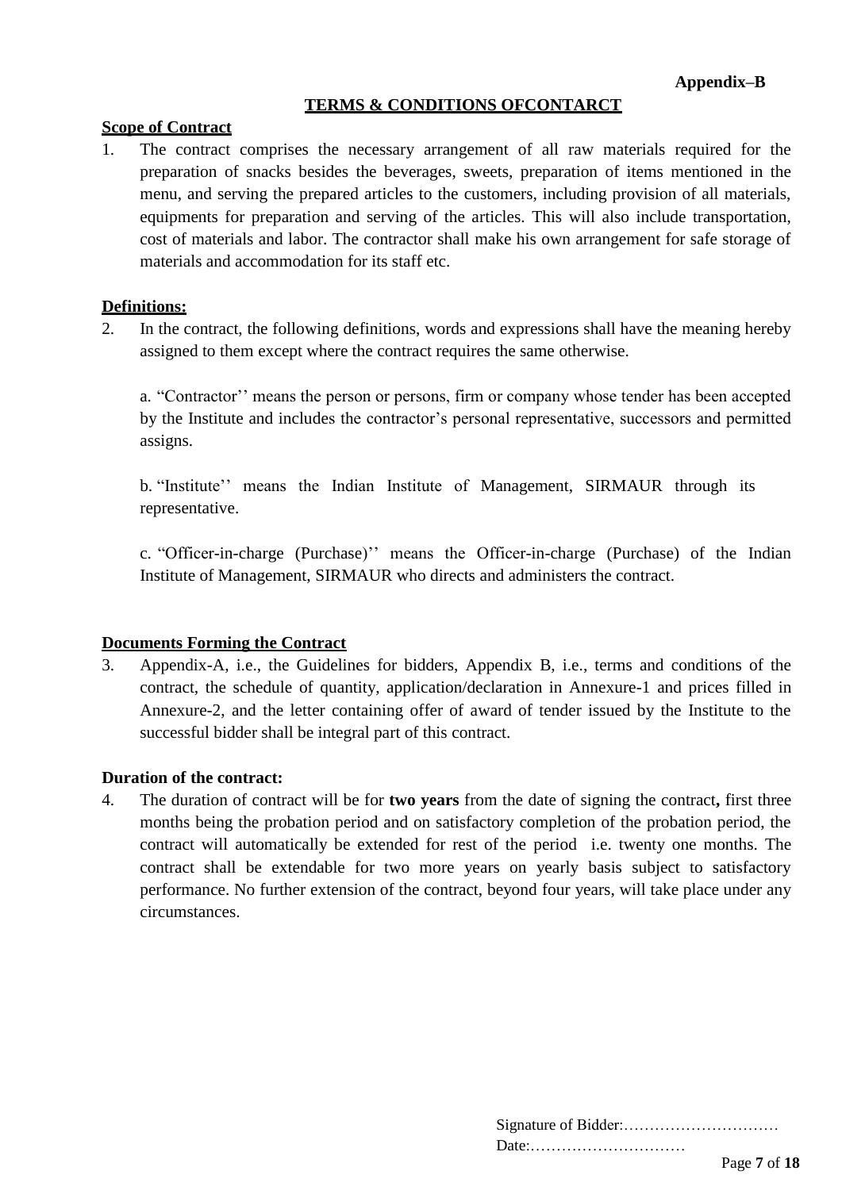**Appendix–B**

## TERMS & CONDITIONS OFCONTARCT

**Scope of Contract**

1. The contract comprises the necessary arrangement of all raw materials required for the preparation of snacks besides the beverages, sweets, preparation of items mentioned in the menu, and serving the prepared articles to the customers, including provision of all materials, equipments for preparation and serving of the articles. This will also include transportation, cost of materials and labor. The contractor shall make his own arrangement for safe storage of materials and accommodation for its staff etc.

**Definitions:**

2. In the contract, the following definitions, words and expressions shall have the meaning hereby assigned to them except where the contract requires the same otherwise.

   a. "Contractor'' means the person or persons, firm or company whose tender has been accepted by the Institute and includes the contractor's personal representative, successors and permitted assigns.

   b. "Institute'' means the Indian Institute of Management, SIRMAUR through its representative.

   c. "Officer-in-charge (Purchase)'' means the Officer-in-charge (Purchase) of the Indian Institute of Management, SIRMAUR who directs and administers the contract.

**Documents Forming the Contract**

3. Appendix-A, i.e., the Guidelines for bidders, Appendix B, i.e., terms and conditions of the contract, the schedule of quantity, application/declaration in Annexure-1 and prices filled in Annexure-2, and the letter containing offer of award of tender issued by the Institute to the successful bidder shall be integral part of this contract.

**Duration of the contract:**

4. The duration of contract will be for **two years** from the date of signing the contract**,** first three months being the probation period and on satisfactory completion of the probation period, the contract will automatically be extended for rest of the period i.e. twenty one months. The contract shall be extendable for two more years on yearly basis subject to satisfactory performance. No further extension of the contract, beyond four years, will take place under any circumstances.

Signature of Bidder:…………………………
Date:…………………………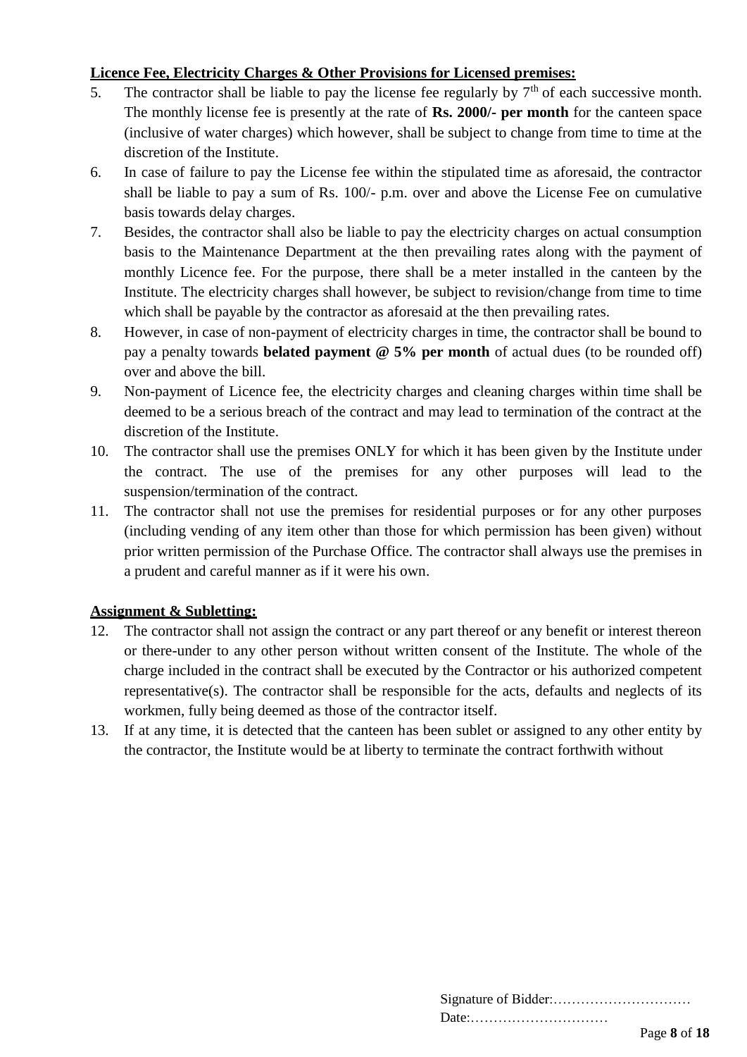**Licence Fee, Electricity Charges & Other Provisions for Licensed premises:**

5. The contractor shall be liable to pay the license fee regularly by 7th of each successive month. The monthly license fee is presently at the rate of **Rs. 2000/- per month** for the canteen space (inclusive of water charges) which however, shall be subject to change from time to time at the discretion of the Institute.
6. In case of failure to pay the License fee within the stipulated time as aforesaid, the contractor shall be liable to pay a sum of Rs. 100/- p.m. over and above the License Fee on cumulative basis towards delay charges.
7. Besides, the contractor shall also be liable to pay the electricity charges on actual consumption basis to the Maintenance Department at the then prevailing rates along with the payment of monthly Licence fee. For the purpose, there shall be a meter installed in the canteen by the Institute. The electricity charges shall however, be subject to revision/change from time to time which shall be payable by the contractor as aforesaid at the then prevailing rates.
8. However, in case of non-payment of electricity charges in time, the contractor shall be bound to pay a penalty towards **belated payment @ 5% per month** of actual dues (to be rounded off) over and above the bill.
9. Non-payment of Licence fee, the electricity charges and cleaning charges within time shall be deemed to be a serious breach of the contract and may lead to termination of the contract at the discretion of the Institute.
10. The contractor shall use the premises ONLY for which it has been given by the Institute under the contract. The use of the premises for any other purposes will lead to the suspension/termination of the contract.
11. The contractor shall not use the premises for residential purposes or for any other purposes (including vending of any item other than those for which permission has been given) without prior written permission of the Purchase Office. The contractor shall always use the premises in a prudent and careful manner as if it were his own.

**Assignment & Subletting:**

12. The contractor shall not assign the contract or any part thereof or any benefit or interest thereon or there-under to any other person without written consent of the Institute. The whole of the charge included in the contract shall be executed by the Contractor or his authorized competent representative(s). The contractor shall be responsible for the acts, defaults and neglects of its workmen, fully being deemed as those of the contractor itself.
13. If at any time, it is detected that the canteen has been sublet or assigned to any other entity by the contractor, the Institute would be at liberty to terminate the contract forthwith without

Signature of Bidder:…………………………
Date:…………………………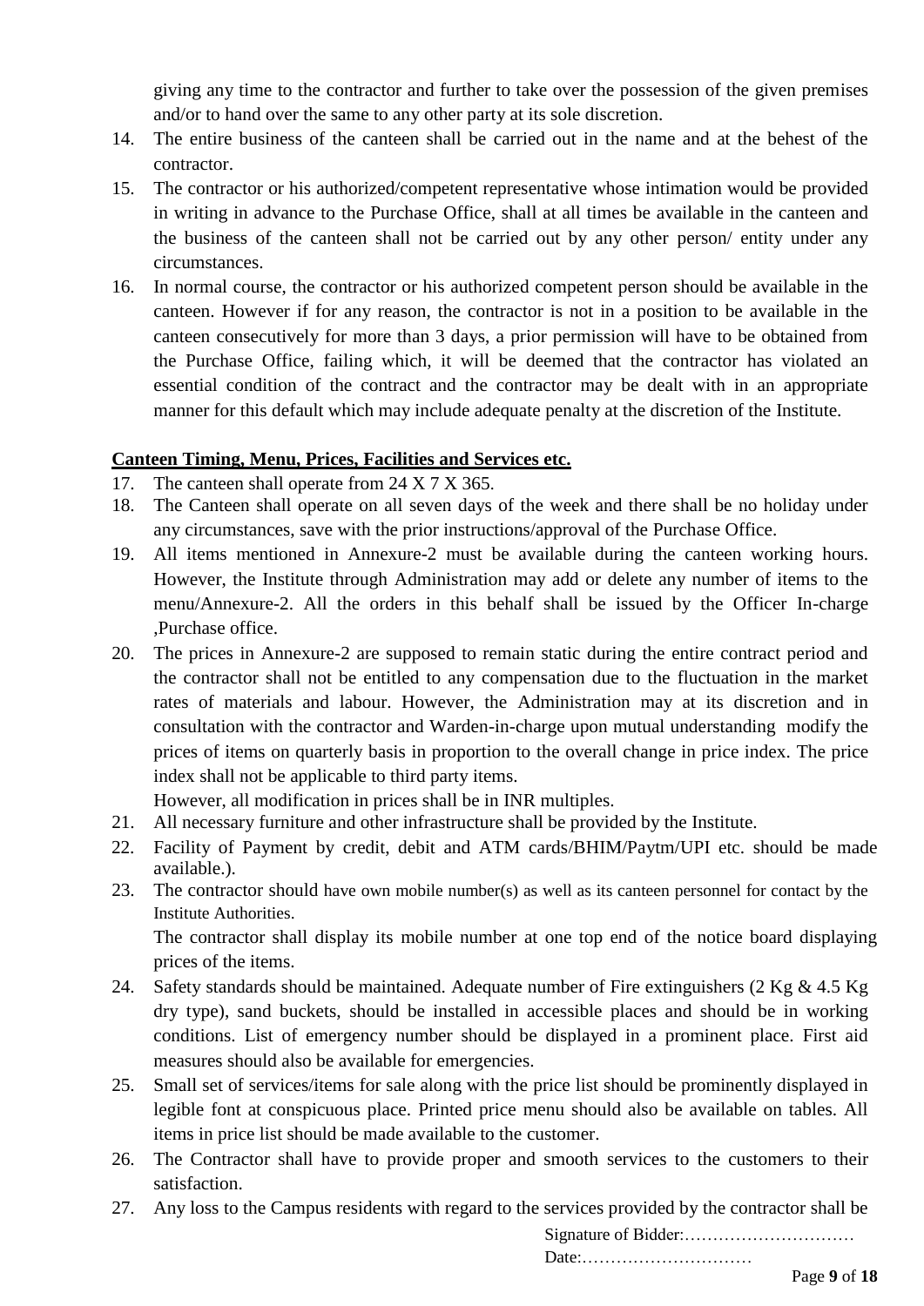giving any time to the contractor and further to take over the possession of the given premises and/or to hand over the same to any other party at its sole discretion.

14. The entire business of the canteen shall be carried out in the name and at the behest of the contractor.
15. The contractor or his authorized/competent representative whose intimation would be provided in writing in advance to the Purchase Office, shall at all times be available in the canteen and the business of the canteen shall not be carried out by any other person/ entity under any circumstances.
16. In normal course, the contractor or his authorized competent person should be available in the canteen. However if for any reason, the contractor is not in a position to be available in the canteen consecutively for more than 3 days, a prior permission will have to be obtained from the Purchase Office, failing which, it will be deemed that the contractor has violated an essential condition of the contract and the contractor may be dealt with in an appropriate manner for this default which may include adequate penalty at the discretion of the Institute.

**Canteen Timing, Menu, Prices, Facilities and Services etc.**

17. The canteen shall operate from 24 X 7 X 365.
18. The Canteen shall operate on all seven days of the week and there shall be no holiday under any circumstances, save with the prior instructions/approval of the Purchase Office.
19. All items mentioned in Annexure-2 must be available during the canteen working hours. However, the Institute through Administration may add or delete any number of items to the menu/Annexure-2. All the orders in this behalf shall be issued by the Officer In-charge ,Purchase office.
20. The prices in Annexure-2 are supposed to remain static during the entire contract period and the contractor shall not be entitled to any compensation due to the fluctuation in the market rates of materials and labour. However, the Administration may at its discretion and in consultation with the contractor and Warden-in-charge upon mutual understanding modify the prices of items on quarterly basis in proportion to the overall change in price index. The price index shall not be applicable to third party items.
    However, all modification in prices shall be in INR multiples.
21. All necessary furniture and other infrastructure shall be provided by the Institute.
22. Facility of Payment by credit, debit and ATM cards/BHIM/Paytm/UPI etc. should be made available.).
23. The contractor should have own mobile number(s) as well as its canteen personnel for contact by the Institute Authorities.
    The contractor shall display its mobile number at one top end of the notice board displaying prices of the items.
24. Safety standards should be maintained. Adequate number of Fire extinguishers (2 Kg & 4.5 Kg dry type), sand buckets, should be installed in accessible places and should be in working conditions. List of emergency number should be displayed in a prominent place. First aid measures should also be available for emergencies.
25. Small set of services/items for sale along with the price list should be prominently displayed in legible font at conspicuous place. Printed price menu should also be available on tables. All items in price list should be made available to the customer.
26. The Contractor shall have to provide proper and smooth services to the customers to their satisfaction.
27. Any loss to the Campus residents with regard to the services provided by the contractor shall be

Signature of Bidder:…………………………

Date:…………………………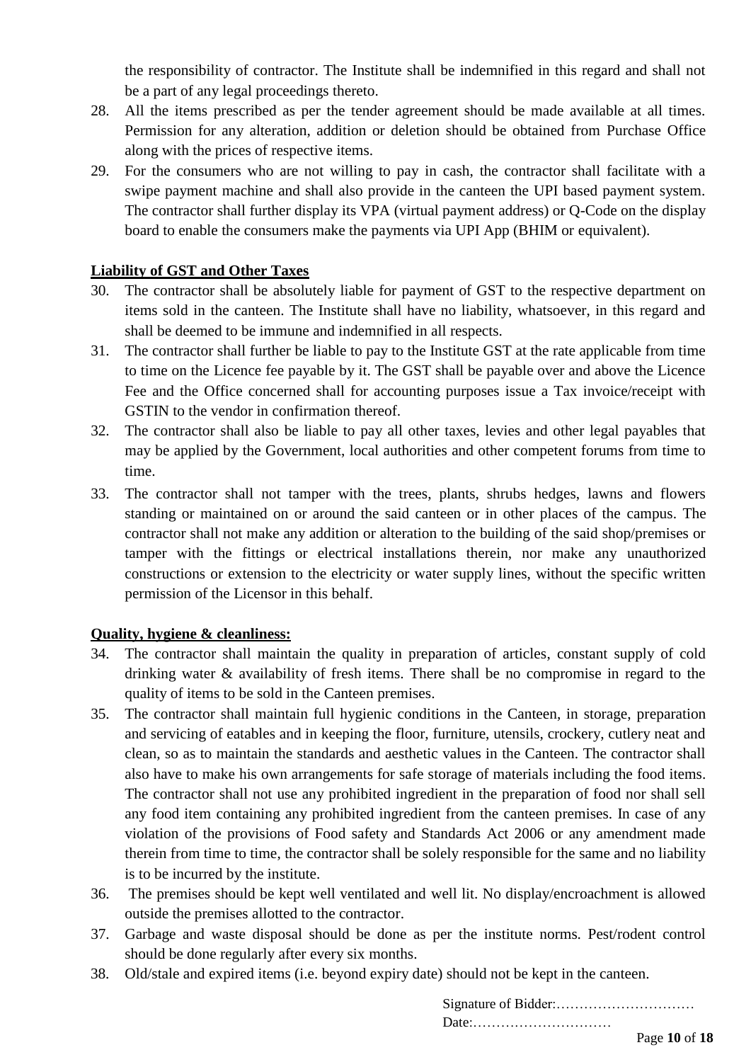the responsibility of contractor. The Institute shall be indemnified in this regard and shall not be a part of any legal proceedings thereto.

28. All the items prescribed as per the tender agreement should be made available at all times. Permission for any alteration, addition or deletion should be obtained from Purchase Office along with the prices of respective items.
29. For the consumers who are not willing to pay in cash, the contractor shall facilitate with a swipe payment machine and shall also provide in the canteen the UPI based payment system. The contractor shall further display its VPA (virtual payment address) or Q-Code on the display board to enable the consumers make the payments via UPI App (BHIM or equivalent).

**Liability of GST and Other Taxes**

30. The contractor shall be absolutely liable for payment of GST to the respective department on items sold in the canteen. The Institute shall have no liability, whatsoever, in this regard and shall be deemed to be immune and indemnified in all respects.
31. The contractor shall further be liable to pay to the Institute GST at the rate applicable from time to time on the Licence fee payable by it. The GST shall be payable over and above the Licence Fee and the Office concerned shall for accounting purposes issue a Tax invoice/receipt with GSTIN to the vendor in confirmation thereof.
32. The contractor shall also be liable to pay all other taxes, levies and other legal payables that may be applied by the Government, local authorities and other competent forums from time to time.
33. The contractor shall not tamper with the trees, plants, shrubs hedges, lawns and flowers standing or maintained on or around the said canteen or in other places of the campus. The contractor shall not make any addition or alteration to the building of the said shop/premises or tamper with the fittings or electrical installations therein, nor make any unauthorized constructions or extension to the electricity or water supply lines, without the specific written permission of the Licensor in this behalf.

**Quality, hygiene & cleanliness:**

34. The contractor shall maintain the quality in preparation of articles, constant supply of cold drinking water & availability of fresh items. There shall be no compromise in regard to the quality of items to be sold in the Canteen premises.
35. The contractor shall maintain full hygienic conditions in the Canteen, in storage, preparation and servicing of eatables and in keeping the floor, furniture, utensils, crockery, cutlery neat and clean, so as to maintain the standards and aesthetic values in the Canteen. The contractor shall also have to make his own arrangements for safe storage of materials including the food items. The contractor shall not use any prohibited ingredient in the preparation of food nor shall sell any food item containing any prohibited ingredient from the canteen premises. In case of any violation of the provisions of Food safety and Standards Act 2006 or any amendment made therein from time to time, the contractor shall be solely responsible for the same and no liability is to be incurred by the institute.
36. The premises should be kept well ventilated and well lit. No display/encroachment is allowed outside the premises allotted to the contractor.
37. Garbage and waste disposal should be done as per the institute norms. Pest/rodent control should be done regularly after every six months.
38. Old/stale and expired items (i.e. beyond expiry date) should not be kept in the canteen.

Signature of Bidder:…………………………
Date:…………………………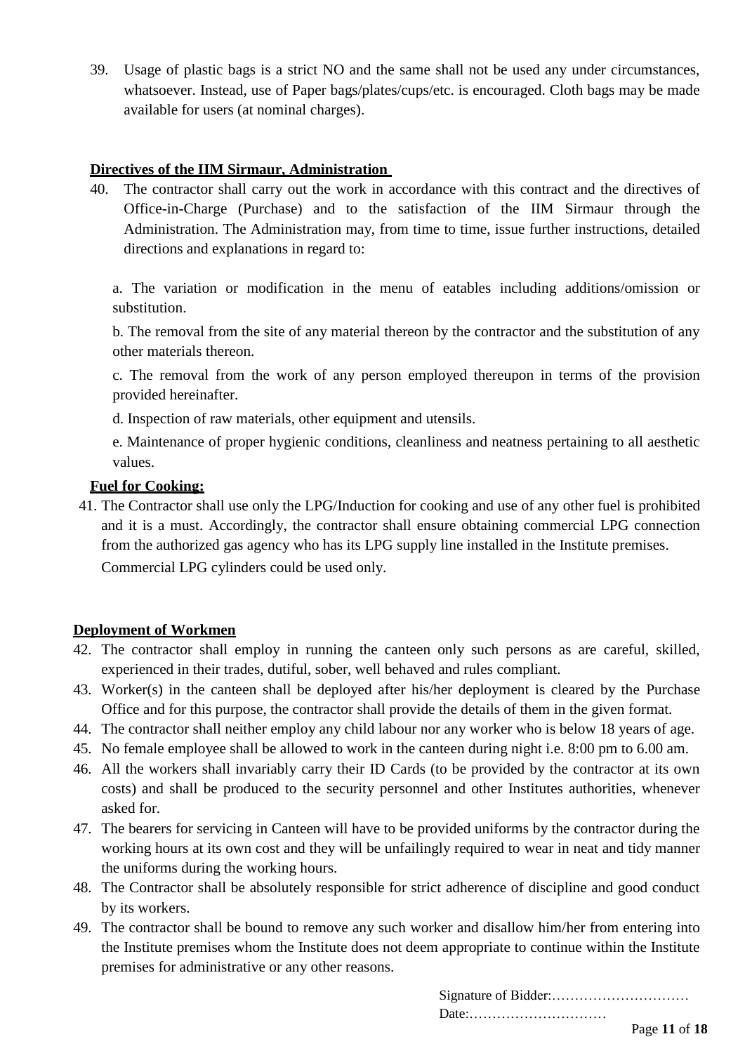39. Usage of plastic bags is a strict NO and the same shall not be used any under circumstances, whatsoever. Instead, use of Paper bags/plates/cups/etc. is encouraged. Cloth bags may be made available for users (at nominal charges).

**Directives of the IIM Sirmaur, Administration**

40. The contractor shall carry out the work in accordance with this contract and the directives of Office-in-Charge (Purchase) and to the satisfaction of the IIM Sirmaur through the Administration. The Administration may, from time to time, issue further instructions, detailed directions and explanations in regard to:

    a. The variation or modification in the menu of eatables including additions/omission or substitution.

    b. The removal from the site of any material thereon by the contractor and the substitution of any other materials thereon.

    c. The removal from the work of any person employed thereupon in terms of the provision provided hereinafter.

    d. Inspection of raw materials, other equipment and utensils.

    e. Maintenance of proper hygienic conditions, cleanliness and neatness pertaining to all aesthetic values.

**Fuel for Cooking:**

41. The Contractor shall use only the LPG/Induction for cooking and use of any other fuel is prohibited and it is a must. Accordingly, the contractor shall ensure obtaining commercial LPG connection from the authorized gas agency who has its LPG supply line installed in the Institute premises. Commercial LPG cylinders could be used only.

**Deployment of Workmen**

42. The contractor shall employ in running the canteen only such persons as are careful, skilled, experienced in their trades, dutiful, sober, well behaved and rules compliant.
43. Worker(s) in the canteen shall be deployed after his/her deployment is cleared by the Purchase Office and for this purpose, the contractor shall provide the details of them in the given format.
44. The contractor shall neither employ any child labour nor any worker who is below 18 years of age.
45. No female employee shall be allowed to work in the canteen during night i.e. 8:00 pm to 6.00 am.
46. All the workers shall invariably carry their ID Cards (to be provided by the contractor at its own costs) and shall be produced to the security personnel and other Institutes authorities, whenever asked for.
47. The bearers for servicing in Canteen will have to be provided uniforms by the contractor during the working hours at its own cost and they will be unfailingly required to wear in neat and tidy manner the uniforms during the working hours.
48. The Contractor shall be absolutely responsible for strict adherence of discipline and good conduct by its workers.
49. The contractor shall be bound to remove any such worker and disallow him/her from entering into the Institute premises whom the Institute does not deem appropriate to continue within the Institute premises for administrative or any other reasons.

Signature of Bidder:…………………………
Date:…………………………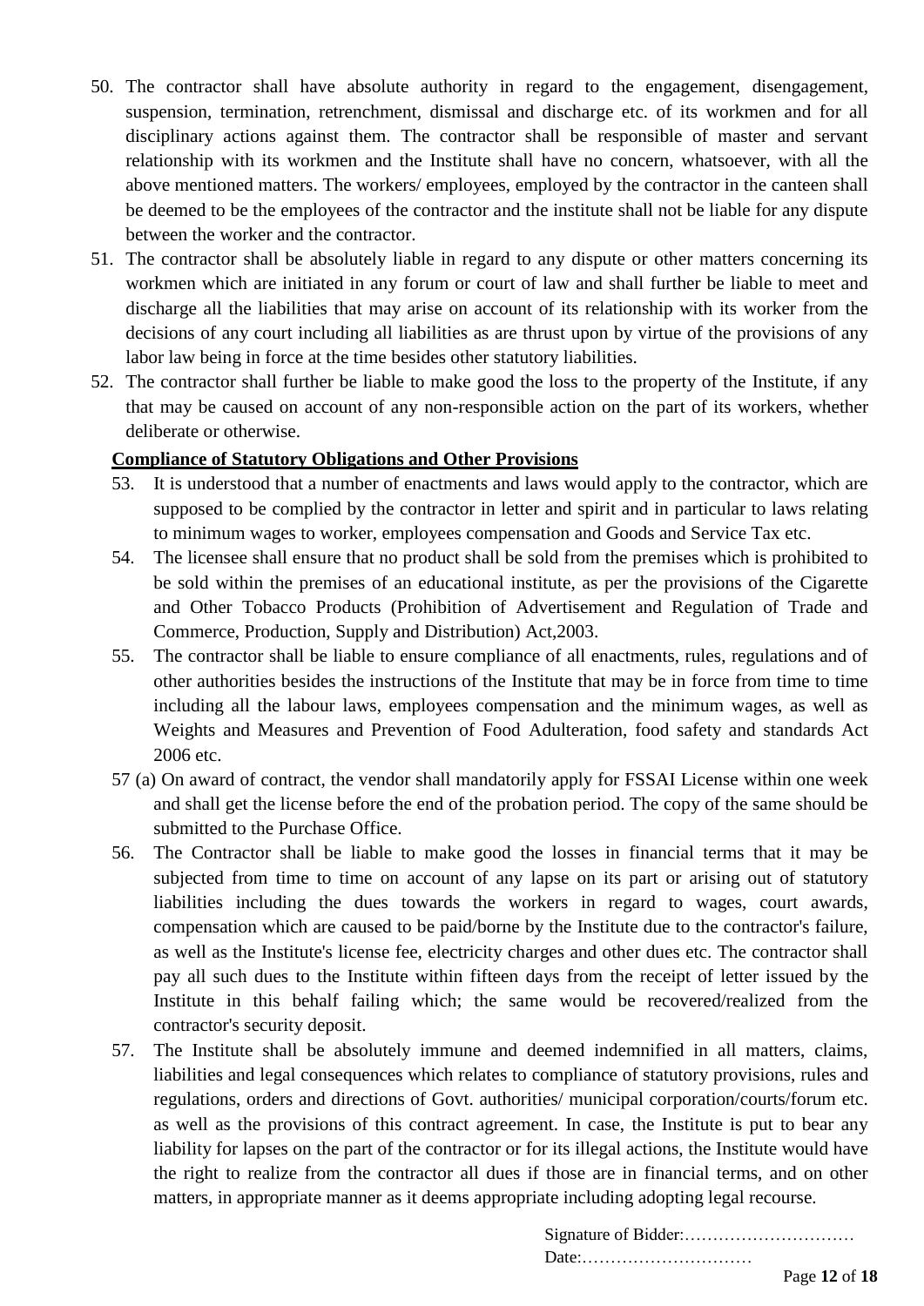50. The contractor shall have absolute authority in regard to the engagement, disengagement, suspension, termination, retrenchment, dismissal and discharge etc. of its workmen and for all disciplinary actions against them. The contractor shall be responsible of master and servant relationship with its workmen and the Institute shall have no concern, whatsoever, with all the above mentioned matters. The workers/ employees, employed by the contractor in the canteen shall be deemed to be the employees of the contractor and the institute shall not be liable for any dispute between the worker and the contractor.
51. The contractor shall be absolutely liable in regard to any dispute or other matters concerning its workmen which are initiated in any forum or court of law and shall further be liable to meet and discharge all the liabilities that may arise on account of its relationship with its worker from the decisions of any court including all liabilities as are thrust upon by virtue of the provisions of any labor law being in force at the time besides other statutory liabilities.
52. The contractor shall further be liable to make good the loss to the property of the Institute, if any that may be caused on account of any non-responsible action on the part of its workers, whether deliberate or otherwise.

**Compliance of Statutory Obligations and Other Provisions**

53. It is understood that a number of enactments and laws would apply to the contractor, which are supposed to be complied by the contractor in letter and spirit and in particular to laws relating to minimum wages to worker, employees compensation and Goods and Service Tax etc.
54. The licensee shall ensure that no product shall be sold from the premises which is prohibited to be sold within the premises of an educational institute, as per the provisions of the Cigarette and Other Tobacco Products (Prohibition of Advertisement and Regulation of Trade and Commerce, Production, Supply and Distribution) Act,2003.
55. The contractor shall be liable to ensure compliance of all enactments, rules, regulations and of other authorities besides the instructions of the Institute that may be in force from time to time including all the labour laws, employees compensation and the minimum wages, as well as Weights and Measures and Prevention of Food Adulteration, food safety and standards Act 2006 etc.

57 (a) On award of contract, the vendor shall mandatorily apply for FSSAI License within one week and shall get the license before the end of the probation period. The copy of the same should be submitted to the Purchase Office.

56. The Contractor shall be liable to make good the losses in financial terms that it may be subjected from time to time on account of any lapse on its part or arising out of statutory liabilities including the dues towards the workers in regard to wages, court awards, compensation which are caused to be paid/borne by the Institute due to the contractor's failure, as well as the Institute's license fee, electricity charges and other dues etc. The contractor shall pay all such dues to the Institute within fifteen days from the receipt of letter issued by the Institute in this behalf failing which; the same would be recovered/realized from the contractor's security deposit.
57. The Institute shall be absolutely immune and deemed indemnified in all matters, claims, liabilities and legal consequences which relates to compliance of statutory provisions, rules and regulations, orders and directions of Govt. authorities/ municipal corporation/courts/forum etc. as well as the provisions of this contract agreement. In case, the Institute is put to bear any liability for lapses on the part of the contractor or for its illegal actions, the Institute would have the right to realize from the contractor all dues if those are in financial terms, and on other matters, in appropriate manner as it deems appropriate including adopting legal recourse.

Signature of Bidder:…………………………

Date:…………………………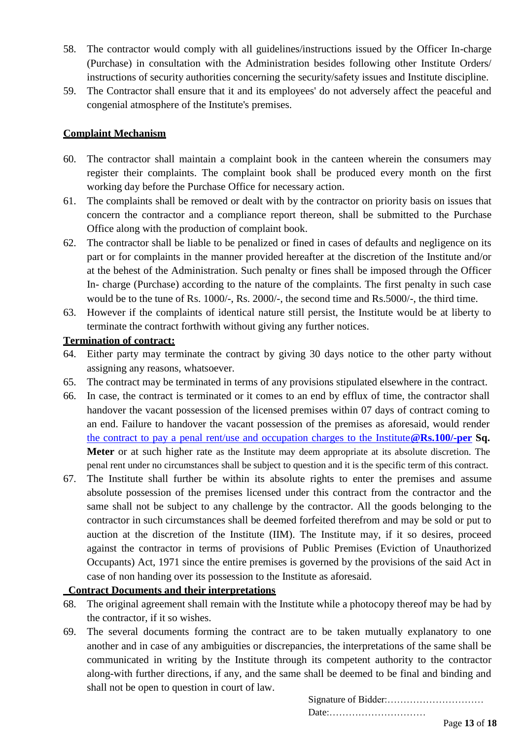58. The contractor would comply with all guidelines/instructions issued by the Officer In-charge (Purchase) in consultation with the Administration besides following other Institute Orders/ instructions of security authorities concerning the security/safety issues and Institute discipline.
59. The Contractor shall ensure that it and its employees' do not adversely affect the peaceful and congenial atmosphere of the Institute's premises.

**Complaint Mechanism**

60. The contractor shall maintain a complaint book in the canteen wherein the consumers may register their complaints. The complaint book shall be produced every month on the first working day before the Purchase Office for necessary action.
61. The complaints shall be removed or dealt with by the contractor on priority basis on issues that concern the contractor and a compliance report thereon, shall be submitted to the Purchase Office along with the production of complaint book.
62. The contractor shall be liable to be penalized or fined in cases of defaults and negligence on its part or for complaints in the manner provided hereafter at the discretion of the Institute and/or at the behest of the Administration. Such penalty or fines shall be imposed through the Officer In- charge (Purchase) according to the nature of the complaints. The first penalty in such case would be to the tune of Rs. 1000/-, Rs. 2000/-, the second time and Rs.5000/-, the third time.
63. However if the complaints of identical nature still persist, the Institute would be at liberty to terminate the contract forthwith without giving any further notices.

**Termination of contract:**

64. Either party may terminate the contract by giving 30 days notice to the other party without assigning any reasons, whatsoever.
65. The contract may be terminated in terms of any provisions stipulated elsewhere in the contract.
66. In case, the contract is terminated or it comes to an end by efflux of time, the contractor shall handover the vacant possession of the licensed premises within 07 days of contract coming to an end. Failure to handover the vacant possession of the premises as aforesaid, would render the contract to pay a penal rent/use and occupation charges to the Institute**@Rs.100/-per Sq. Meter** or at such higher rate as the Institute may deem appropriate at its absolute discretion. The penal rent under no circumstances shall be subject to question and it is the specific term of this contract.
67. The Institute shall further be within its absolute rights to enter the premises and assume absolute possession of the premises licensed under this contract from the contractor and the same shall not be subject to any challenge by the contractor. All the goods belonging to the contractor in such circumstances shall be deemed forfeited therefrom and may be sold or put to auction at the discretion of the Institute (IIM). The Institute may, if it so desires, proceed against the contractor in terms of provisions of Public Premises (Eviction of Unauthorized Occupants) Act, 1971 since the entire premises is governed by the provisions of the said Act in case of non handing over its possession to the Institute as aforesaid.

**Contract Documents and their interpretations**

68. The original agreement shall remain with the Institute while a photocopy thereof may be had by the contractor, if it so wishes.
69. The several documents forming the contract are to be taken mutually explanatory to one another and in case of any ambiguities or discrepancies, the interpretations of the same shall be communicated in writing by the Institute through its competent authority to the contractor along-with further directions, if any, and the same shall be deemed to be final and binding and shall not be open to question in court of law.

Signature of Bidder:…………………………
Date:…………………………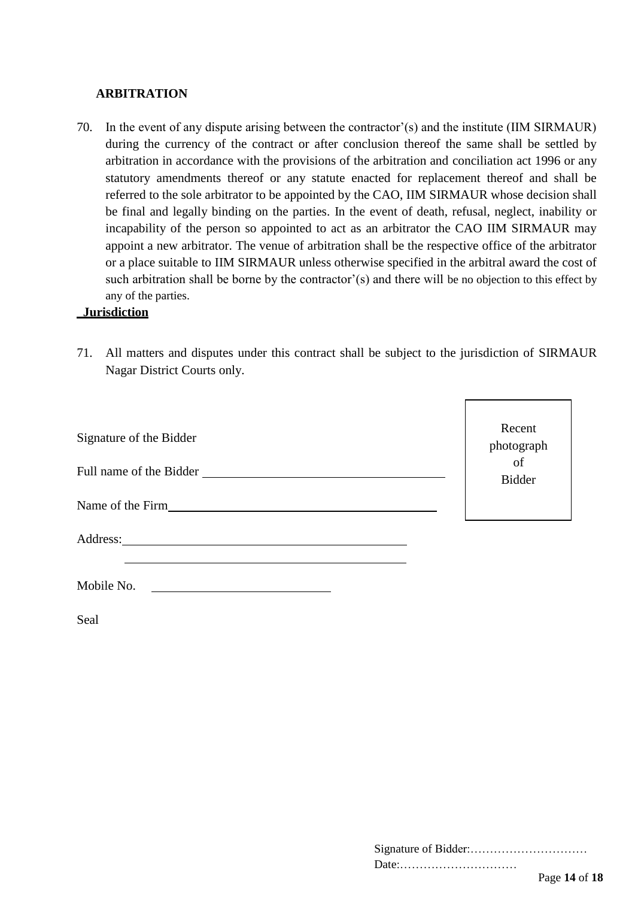**ARBITRATION**

70. In the event of any dispute arising between the contractor'(s) and the institute (IIM SIRMAUR) during the currency of the contract or after conclusion thereof the same shall be settled by arbitration in accordance with the provisions of the arbitration and conciliation act 1996 or any statutory amendments thereof or any statute enacted for replacement thereof and shall be referred to the sole arbitrator to be appointed by the CAO, IIM SIRMAUR whose decision shall be final and legally binding on the parties. In the event of death, refusal, neglect, inability or incapability of the person so appointed to act as an arbitrator the CAO IIM SIRMAUR may appoint a new arbitrator. The venue of arbitration shall be the respective office of the arbitrator or a place suitable to IIM SIRMAUR unless otherwise specified in the arbitral award the cost of such arbitration shall be borne by the contractor'(s) and there will be no objection to this effect by any of the parties.

**Jurisdiction**

71. All matters and disputes under this contract shall be subject to the jurisdiction of SIRMAUR Nagar District Courts only.

| Recent photograph of Bidder |
|---|

Signature of the Bidder

Full name of the Bidder ______________________________

Name of the Firm______________________________

Address:______________________________

______________________________

Mobile No. ______________________

Seal

Signature of Bidder:…………………………

Date:…………………………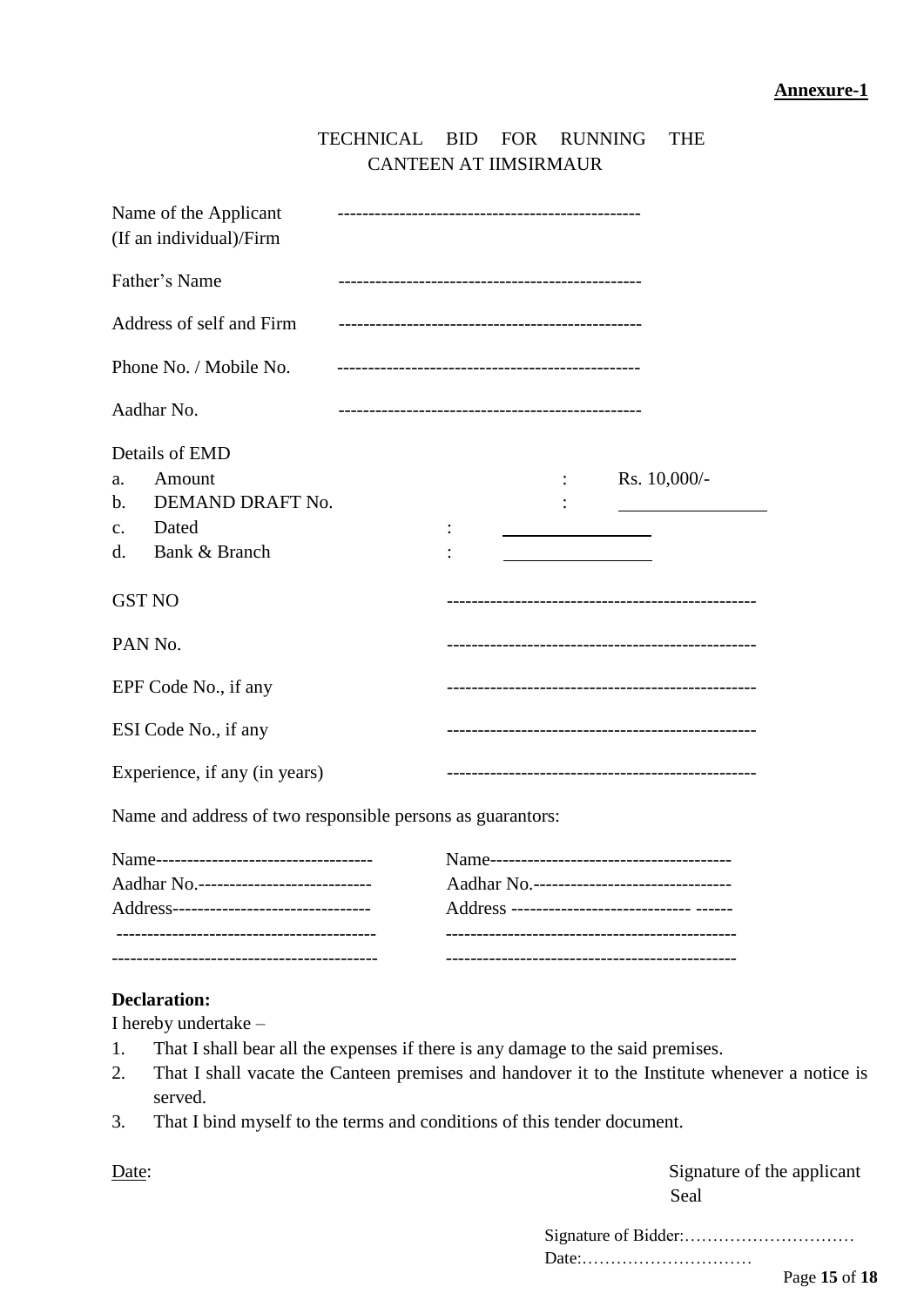**Annexure-1**

TECHNICAL BID FOR RUNNING THE CANTEEN AT IIMSIRMAUR

Name of the Applicant (If an individual)/Firm ------------------------------------------------

Father's Name ------------------------------------------------

Address of self and Firm ------------------------------------------------

Phone No. / Mobile No. ------------------------------------------------

Aadhar No. ------------------------------------------------

Details of EMD

a. Amount : Rs. 10,000/-
b. DEMAND DRAFT No. : \_\_\_\_\_\_\_\_\_\_\_\_\_\_\_\_
c. Dated : \_\_\_\_\_\_\_\_\_\_\_\_\_\_\_\_
d. Bank & Branch : \_\_\_\_\_\_\_\_\_\_\_\_\_\_\_\_

GST NO -------------------------------------------------

PAN No. -------------------------------------------------

EPF Code No., if any -------------------------------------------------

ESI Code No., if any -------------------------------------------------

Experience, if any (in years) -------------------------------------------------

Name and address of two responsible persons as guarantors:

| | |
|---|---|
| Name---------------------------------- | Name-------------------------------------- |
| Aadhar No.---------------------------- | Aadhar No.-------------------------------- |
| Address------------------------------- | Address ---------------------------- ------ |
| ----------------------------------------- | ---------------------------------------------- |
| ------------------------------------------ | ---------------------------------------------- |

**Declaration:**

I hereby undertake –

1. That I shall bear all the expenses if there is any damage to the said premises.
2. That I shall vacate the Canteen premises and handover it to the Institute whenever a notice is served.
3. That I bind myself to the terms and conditions of this tender document.

Date: Signature of the applicant

Seal

Signature of Bidder:…………………………

Date:…………………………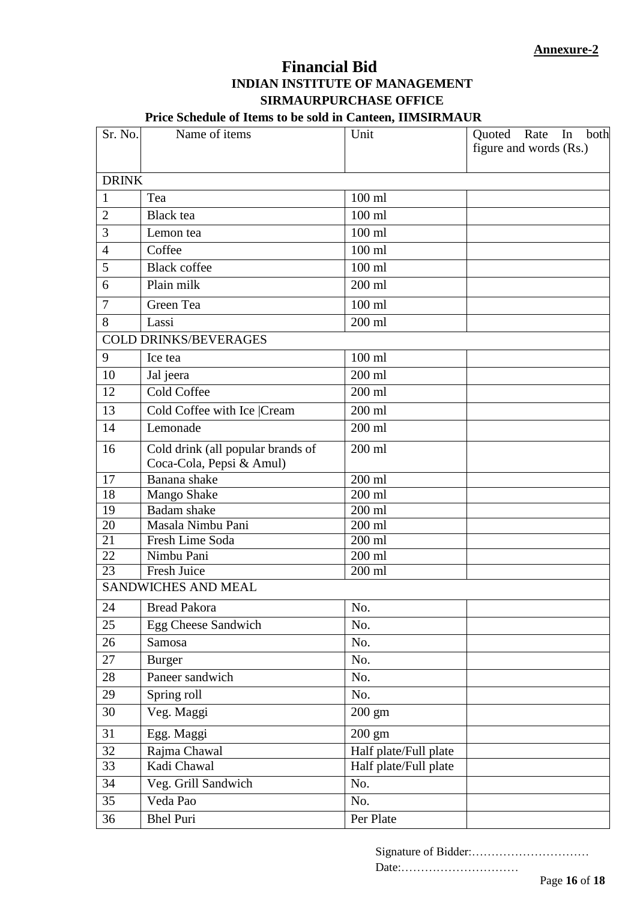**Annexure-2**

# Financial Bid

## INDIAN INSTITUTE OF MANAGEMENT

## SIRMAURPURCHASE OFFICE

### Price Schedule of Items to be sold in Canteen, IIMSIRMAUR

| Sr. No. | Name of items | Unit | Quoted Rate In both figure and words (Rs.) |
|---|---|---|---|
| DRINK | | | |
| 1 | Tea | 100 ml | |
| 2 | Black tea | 100 ml | |
| 3 | Lemon tea | 100 ml | |
| 4 | Coffee | 100 ml | |
| 5 | Black coffee | 100 ml | |
| 6 | Plain milk | 200 ml | |
| 7 | Green Tea | 100 ml | |
| 8 | Lassi | 200 ml | |
| COLD DRINKS/BEVERAGES | | | |
| 9 | Ice tea | 100 ml | |
| 10 | Jal jeera | 200 ml | |
| 12 | Cold Coffee | 200 ml | |
| 13 | Cold Coffee with Ice \|Cream | 200 ml | |
| 14 | Lemonade | 200 ml | |
| 16 | Cold drink (all popular brands of Coca-Cola, Pepsi & Amul) | 200 ml | |
| 17 | Banana shake | 200 ml | |
| 18 | Mango Shake | 200 ml | |
| 19 | Badam shake | 200 ml | |
| 20 | Masala Nimbu Pani | 200 ml | |
| 21 | Fresh Lime Soda | 200 ml | |
| 22 | Nimbu Pani | 200 ml | |
| 23 | Fresh Juice | 200 ml | |
| SANDWICHES AND MEAL | | | |
| 24 | Bread Pakora | No. | |
| 25 | Egg Cheese Sandwich | No. | |
| 26 | Samosa | No. | |
| 27 | Burger | No. | |
| 28 | Paneer sandwich | No. | |
| 29 | Spring roll | No. | |
| 30 | Veg. Maggi | 200 gm | |
| 31 | Egg. Maggi | 200 gm | |
| 32 | Rajma Chawal | Half plate/Full plate | |
| 33 | Kadi Chawal | Half plate/Full plate | |
| 34 | Veg. Grill Sandwich | No. | |
| 35 | Veda Pao | No. | |
| 36 | Bhel Puri | Per Plate | |

Signature of Bidder:…………………………

Date:…………………………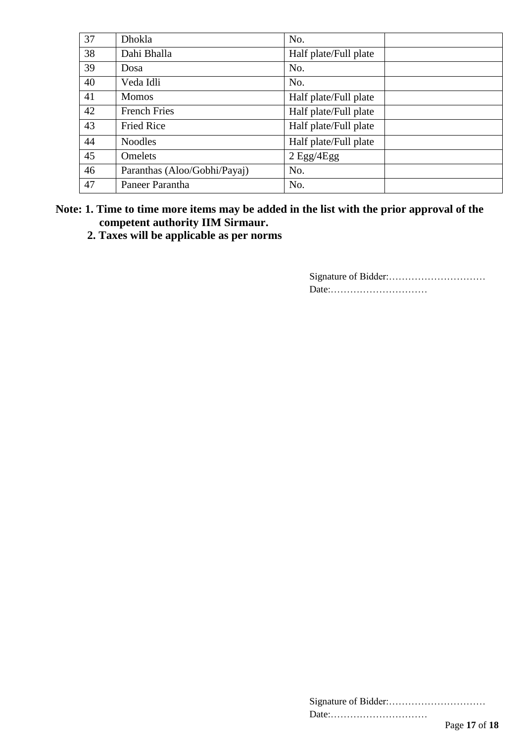| 37 | Dhokla | No. | |
|---|---|---|---|
| 38 | Dahi Bhalla | Half plate/Full plate | |
| 39 | Dosa | No. | |
| 40 | Veda Idli | No. | |
| 41 | Momos | Half plate/Full plate | |
| 42 | French Fries | Half plate/Full plate | |
| 43 | Fried Rice | Half plate/Full plate | |
| 44 | Noodles | Half plate/Full plate | |
| 45 | Omelets | 2 Egg/4Egg | |
| 46 | Paranthas (Aloo/Gobhi/Payaj) | No. | |
| 47 | Paneer Parantha | No. | |

**Note: 1. Time to time more items may be added in the list with the prior approval of the competent authority IIM Sirmaur.**

**2. Taxes will be applicable as per norms**

Signature of Bidder:…………………………
Date:…………………………

Signature of Bidder:…………………………
Date:…………………………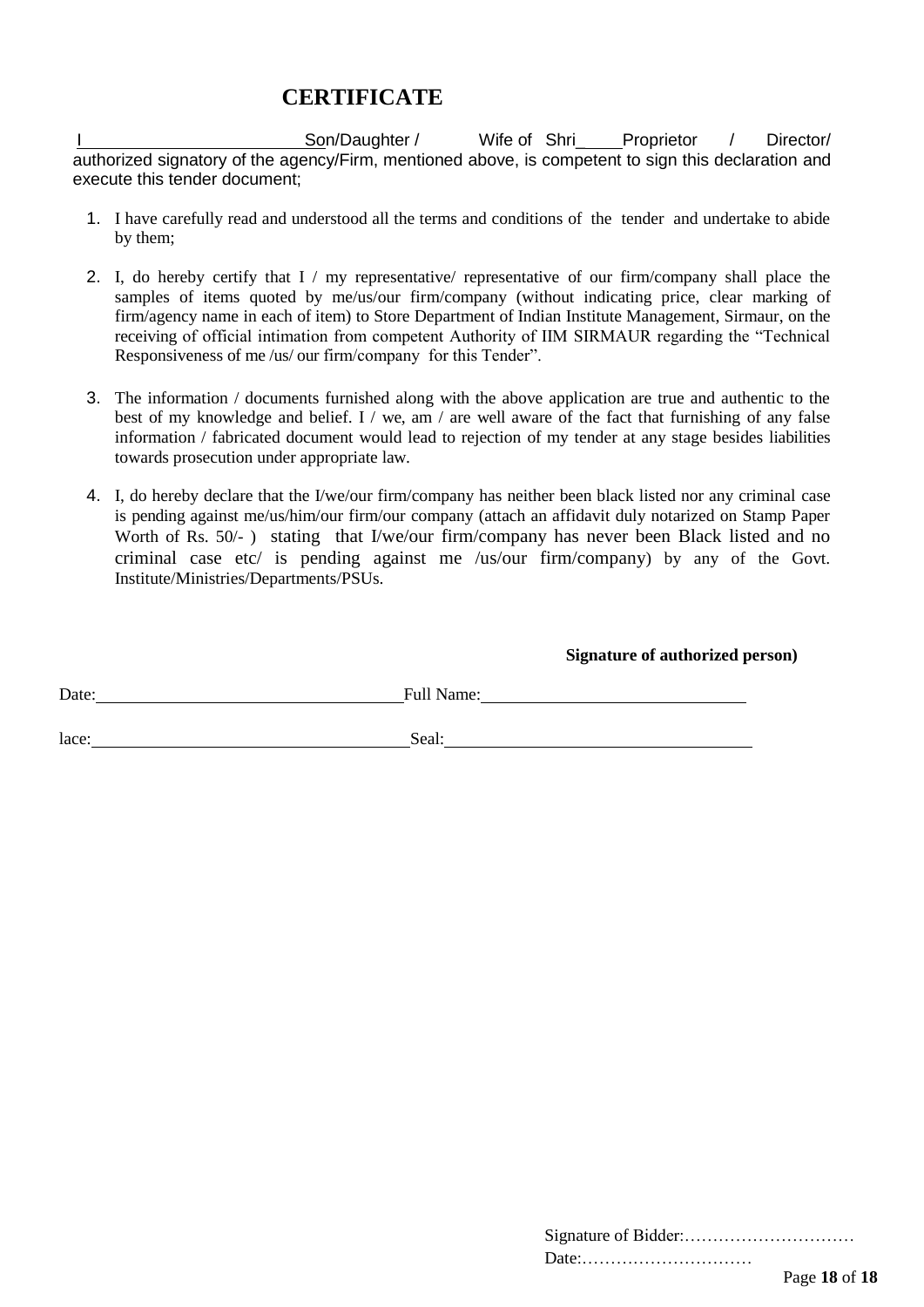# CERTIFICATE

I \_\_\_\_\_\_\_\_\_\_\_\_\_\_\_\_\_\_\_\_\_\_\_\_ Son/Daughter / Wife of Shri \_\_\_\_\_ Proprietor / Director/ authorized signatory of the agency/Firm, mentioned above, is competent to sign this declaration and execute this tender document;

1. I have carefully read and understood all the terms and conditions of the tender and undertake to abide by them;

2. I, do hereby certify that I / my representative/ representative of our firm/company shall place the samples of items quoted by me/us/our firm/company (without indicating price, clear marking of firm/agency name in each of item) to Store Department of Indian Institute Management, Sirmaur, on the receiving of official intimation from competent Authority of IIM SIRMAUR regarding the "Technical Responsiveness of me /us/ our firm/company for this Tender".

3. The information / documents furnished along with the above application are true and authentic to the best of my knowledge and belief. I / we, am / are well aware of the fact that furnishing of any false information / fabricated document would lead to rejection of my tender at any stage besides liabilities towards prosecution under appropriate law.

4. I, do hereby declare that the I/we/our firm/company has neither been black listed nor any criminal case is pending against me/us/him/our firm/our company (attach an affidavit duly notarized on Stamp Paper Worth of Rs. 50/- ) stating that I/we/our firm/company has never been Black listed and no criminal case etc/ is pending against me /us/our firm/company) by any of the Govt. Institute/Ministries/Departments/PSUs.

**Signature of authorized person)**

Date:\_\_\_\_\_\_\_\_\_\_\_\_\_\_\_\_\_\_\_\_\_\_\_\_\_\_\_\_\_\_ Full Name:\_\_\_\_\_\_\_\_\_\_\_\_\_\_\_\_\_\_\_\_\_\_\_\_\_\_\_\_\_\_

lace:\_\_\_\_\_\_\_\_\_\_\_\_\_\_\_\_\_\_\_\_\_\_\_\_\_\_\_\_\_\_ Seal:\_\_\_\_\_\_\_\_\_\_\_\_\_\_\_\_\_\_\_\_\_\_\_\_\_\_\_\_\_\_

Signature of Bidder:…………………………
Date:…………………………